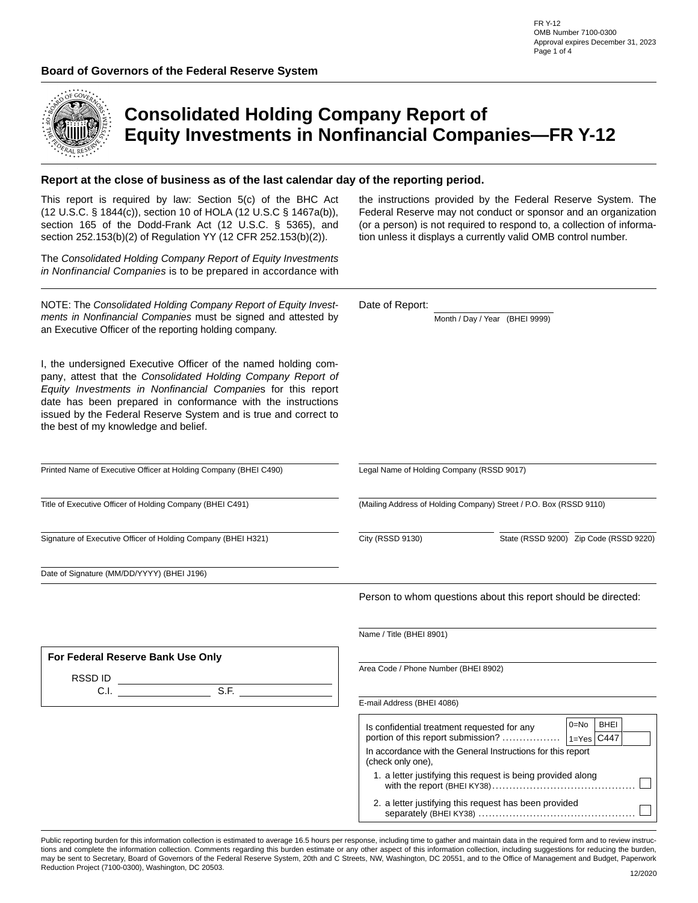FR Y-12
OMB Number 7100-0300
Approval expires December 31, 2023

**Board of Governors of the Federal Reserve System**

# Consolidated Holding Company Report of Equity Investments in Nonfinancial Companies—FR Y-12

**Report at the close of business as of the last calendar day of the reporting period.**

This report is required by law: Section 5(c) of the BHC Act (12 U.S.C. § 1844(c)), section 10 of HOLA (12 U.S.C § 1467a(b)), section 165 of the Dodd-Frank Act (12 U.S.C. § 5365), and section 252.153(b)(2) of Regulation YY (12 CFR 252.153(b)(2)).

The *Consolidated Holding Company Report of Equity Investments in Nonfinancial Companies* is to be prepared in accordance with the instructions provided by the Federal Reserve System. The Federal Reserve may not conduct or sponsor and an organization (or a person) is not required to respond to, a collection of information unless it displays a currently valid OMB control number.

NOTE: The *Consolidated Holding Company Report of Equity Investments in Nonfinancial Companies* must be signed and attested by an Executive Officer of the reporting holding company.

I, the undersigned Executive Officer of the named holding company, attest that the *Consolidated Holding Company Report of Equity Investments in Nonfinancial Companies* for this report date has been prepared in conformance with the instructions issued by the Federal Reserve System and is true and correct to the best of my knowledge and belief.

Printed Name of Executive Officer at Holding Company (BHEI C490)

Title of Executive Officer of Holding Company (BHEI C491)

Signature of Executive Officer of Holding Company (BHEI H321)

Date of Signature (MM/DD/YYYY) (BHEI J196)

Date of Report: ____________________
Month / Day / Year (BHEI 9999)

Legal Name of Holding Company (RSSD 9017)

(Mailing Address of Holding Company) Street / P.O. Box (RSSD 9110)

City (RSSD 9130) | State (RSSD 9200) | Zip Code (RSSD 9220)

Person to whom questions about this report should be directed:

Name / Title (BHEI 8901)

Area Code / Phone Number (BHEI 8902)

E-mail Address (BHEI 4086)

**For Federal Reserve Bank Use Only**

RSSD ID ____________________

C.I. ____________ S.F. ____________

Is confidential treatment requested for any portion of this report submission? ................. 0=No 1=Yes BHEI C447 ☐

In accordance with the General Instructions for this report (check only one),

1. a letter justifying this request is being provided along with the report (BHEI KY38)........................................ ☐
2. a letter justifying this request has been provided separately (BHEI KY38) ............................................ ☐

Public reporting burden for this information collection is estimated to average 16.5 hours per response, including time to gather and maintain data in the required form and to review instructions and complete the information collection. Comments regarding this burden estimate or any other aspect of this information collection, including suggestions for reducing the burden, may be sent to Secretary, Board of Governors of the Federal Reserve System, 20th and C Streets, NW, Washington, DC 20551, and to the Office of Management and Budget, Paperwork Reduction Project (7100-0300), Washington, DC 20503.

12/2020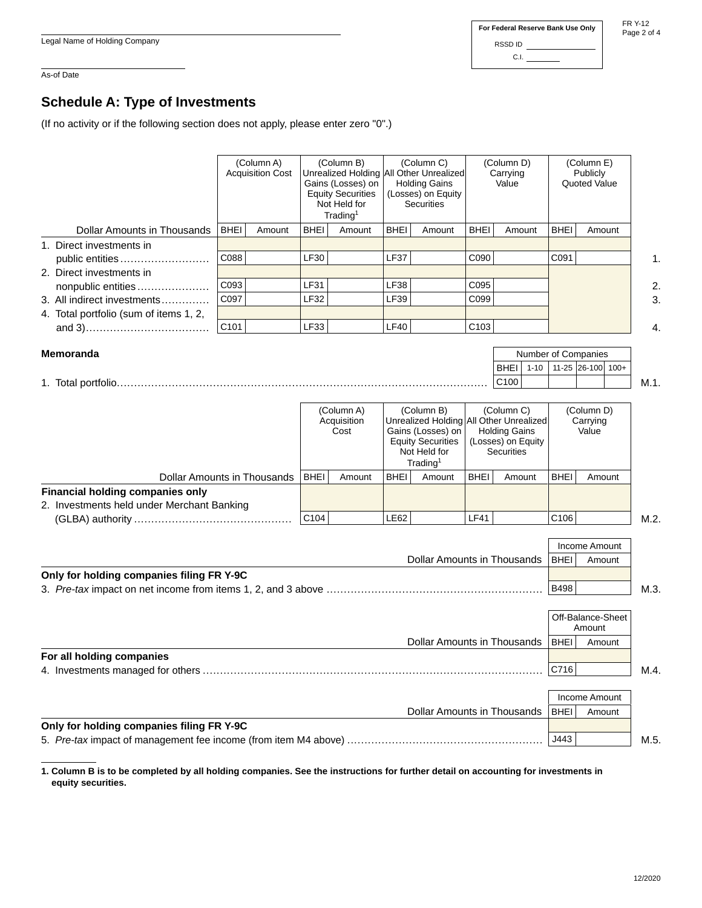Legal Name of Holding Company

As-of Date

For Federal Reserve Bank Use Only

RSSD ID

C.I.

FR Y-12

## Schedule A: Type of Investments

(If no activity or if the following section does not apply, please enter zero "0".)

| Dollar Amounts in Thousands | (Column A) Acquisition Cost | | (Column B) Unrealized Holding Gains (Losses) on Equity Securities Not Held for Trading[1] | | (Column C) All Other Unrealized Holding Gains (Losses) on Equity Securities | | (Column D) Carrying Value | | (Column E) Publicly Quoted Value | | |
|---|---|---|---|---|---|---|---|---|---|---|---|
| | BHEI | Amount | BHEI | Amount | BHEI | Amount | BHEI | Amount | BHEI | Amount | |
| 1. Direct investments in public entities | C088 | | LF30 | | LF37 | | C090 | | C091 | | 1. |
| 2. Direct investments in nonpublic entities | C093 | | LF31 | | LF38 | | C095 | | | | 2. |
| 3. All indirect investments | C097 | | LF32 | | LF39 | | C099 | | | | 3. |
| 4. Total portfolio (sum of items 1, 2, and 3) | C101 | | LF33 | | LF40 | | C103 | | | | 4. |

### Memoranda

| | Number of Companies | | | | | |
|---|---|---|---|---|---|---|
| | BHEI | 1-10 | 11-25 | 26-100 | 100+ | |
| 1. Total portfolio | C100 | | | | | M.1. |

| Dollar Amounts in Thousands | (Column A) Acquisition Cost | | (Column B) Unrealized Holding Gains (Losses) on Equity Securities Not Held for Trading[1] | | (Column C) All Other Unrealized Holding Gains (Losses) on Equity Securities | | (Column D) Carrying Value | | |
|---|---|---|---|---|---|---|---|---|---|
| | BHEI | Amount | BHEI | Amount | BHEI | Amount | BHEI | Amount | |
| **Financial holding companies only** | | | | | | | | | |
| 2. Investments held under Merchant Banking (GLBA) authority | C104 | | LE62 | | LF41 | | C106 | | M.2. |

| Dollar Amounts in Thousands | Income Amount | | |
|---|---|---|---|
| | BHEI | Amount | |
| **Only for holding companies filing FR Y-9C** | | | |
| 3. *Pre-tax* impact on net income from items 1, 2, and 3 above | B498 | | M.3. |

| Dollar Amounts in Thousands | Off-Balance-Sheet Amount | | |
|---|---|---|---|
| | BHEI | Amount | |
| **For all holding companies** | | | |
| 4. Investments managed for others | C716 | | M.4. |

| Dollar Amounts in Thousands | Income Amount | | |
|---|---|---|---|
| | BHEI | Amount | |
| **Only for holding companies filing FR Y-9C** | | | |
| 5. *Pre-tax* impact of management fee income (from item M4 above) | J443 | | M.5. |

**1. Column B is to be completed by all holding companies. See the instructions for further detail on accounting for investments in equity securities.**

12/2020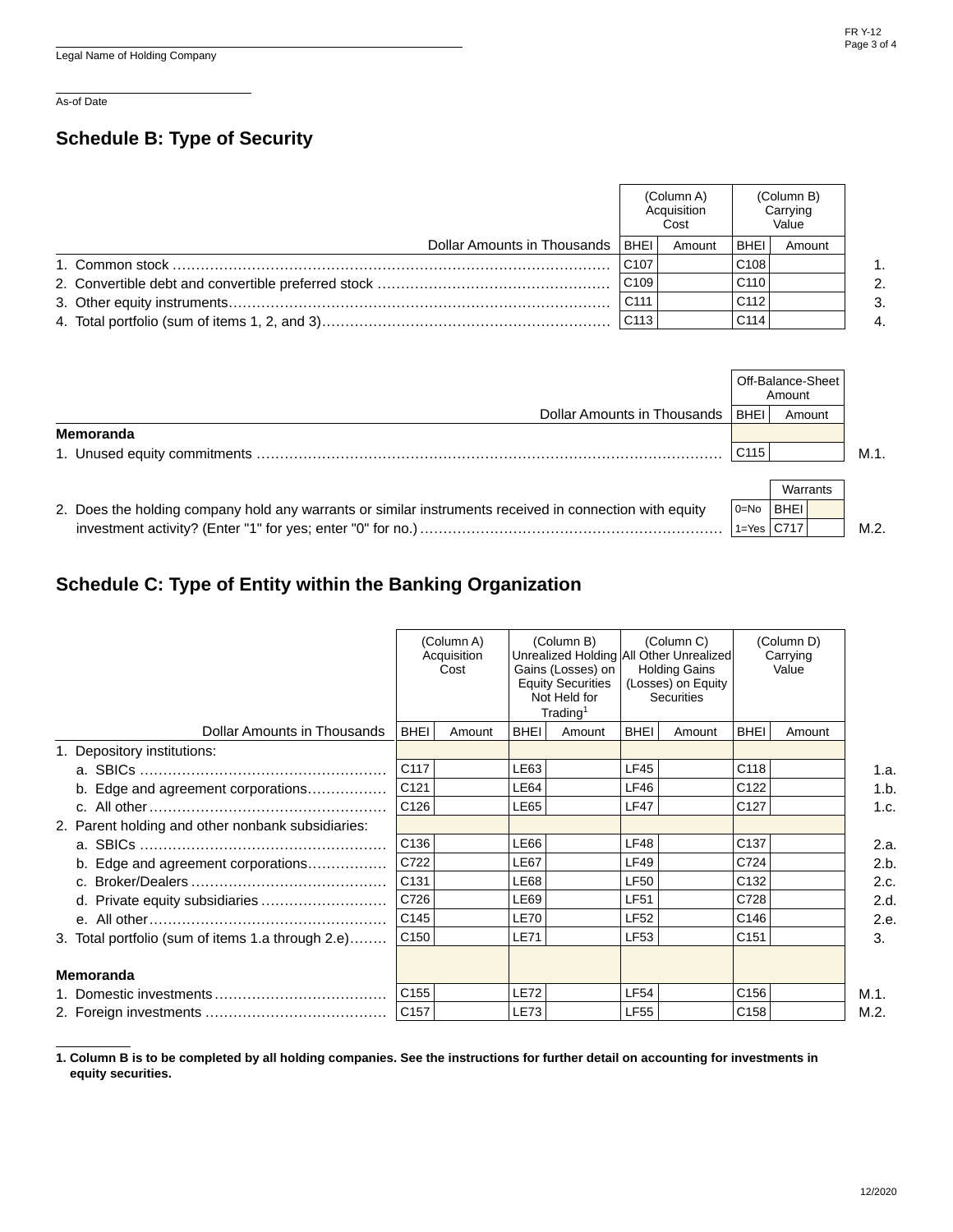Legal Name of Holding Company

As-of Date

## Schedule B: Type of Security

| Dollar Amounts in Thousands | (Column A) Acquisition Cost BHEI | Amount | (Column B) Carrying Value BHEI | Amount | |
|---|---|---|---|---|---|
| 1. Common stock | C107 | | C108 | | 1. |
| 2. Convertible debt and convertible preferred stock | C109 | | C110 | | 2. |
| 3. Other equity instruments | C111 | | C112 | | 3. |
| 4. Total portfolio (sum of items 1, 2, and 3) | C113 | | C114 | | 4. |

| Dollar Amounts in Thousands | Off-Balance-Sheet Amount BHEI | Amount | |
|---|---|---|---|
| **Memoranda** | | | |
| 1. Unused equity commitments | C115 | | M.1. |

| | | Warrants BHEI | | |
|---|---|---|---|---|
| 2. Does the holding company hold any warrants or similar instruments received in connection with equity investment activity? (Enter "1" for yes; enter "0" for no.) | 0=No 1=Yes | C717 | | M.2. |

## Schedule C: Type of Entity within the Banking Organization

| Dollar Amounts in Thousands | (Column A) Acquisition Cost BHEI | Amount | (Column B) Unrealized Holding Gains (Losses) on Equity Securities Not Held for Trading[1] BHEI | Amount | (Column C) All Other Unrealized Holding Gains (Losses) on Equity Securities BHEI | Amount | (Column D) Carrying Value BHEI | Amount | |
|---|---|---|---|---|---|---|---|---|---|
| 1. Depository institutions: | | | | | | | | | |
| a. SBICs | C117 | | LE63 | | LF45 | | C118 | | 1.a. |
| b. Edge and agreement corporations | C121 | | LE64 | | LF46 | | C122 | | 1.b. |
| c. All other | C126 | | LE65 | | LF47 | | C127 | | 1.c. |
| 2. Parent holding and other nonbank subsidiaries: | | | | | | | | | |
| a. SBICs | C136 | | LE66 | | LF48 | | C137 | | 2.a. |
| b. Edge and agreement corporations | C722 | | LE67 | | LF49 | | C724 | | 2.b. |
| c. Broker/Dealers | C131 | | LE68 | | LF50 | | C132 | | 2.c. |
| d. Private equity subsidiaries | C726 | | LE69 | | LF51 | | C728 | | 2.d. |
| e. All other | C145 | | LE70 | | LF52 | | C146 | | 2.e. |
| 3. Total portfolio (sum of items 1.a through 2.e) | C150 | | LE71 | | LF53 | | C151 | | 3. |
| **Memoranda** | | | | | | | | | |
| 1. Domestic investments | C155 | | LE72 | | LF54 | | C156 | | M.1. |
| 2. Foreign investments | C157 | | LE73 | | LF55 | | C158 | | M.2. |

**1. Column B is to be completed by all holding companies. See the instructions for further detail on accounting for investments in equity securities.**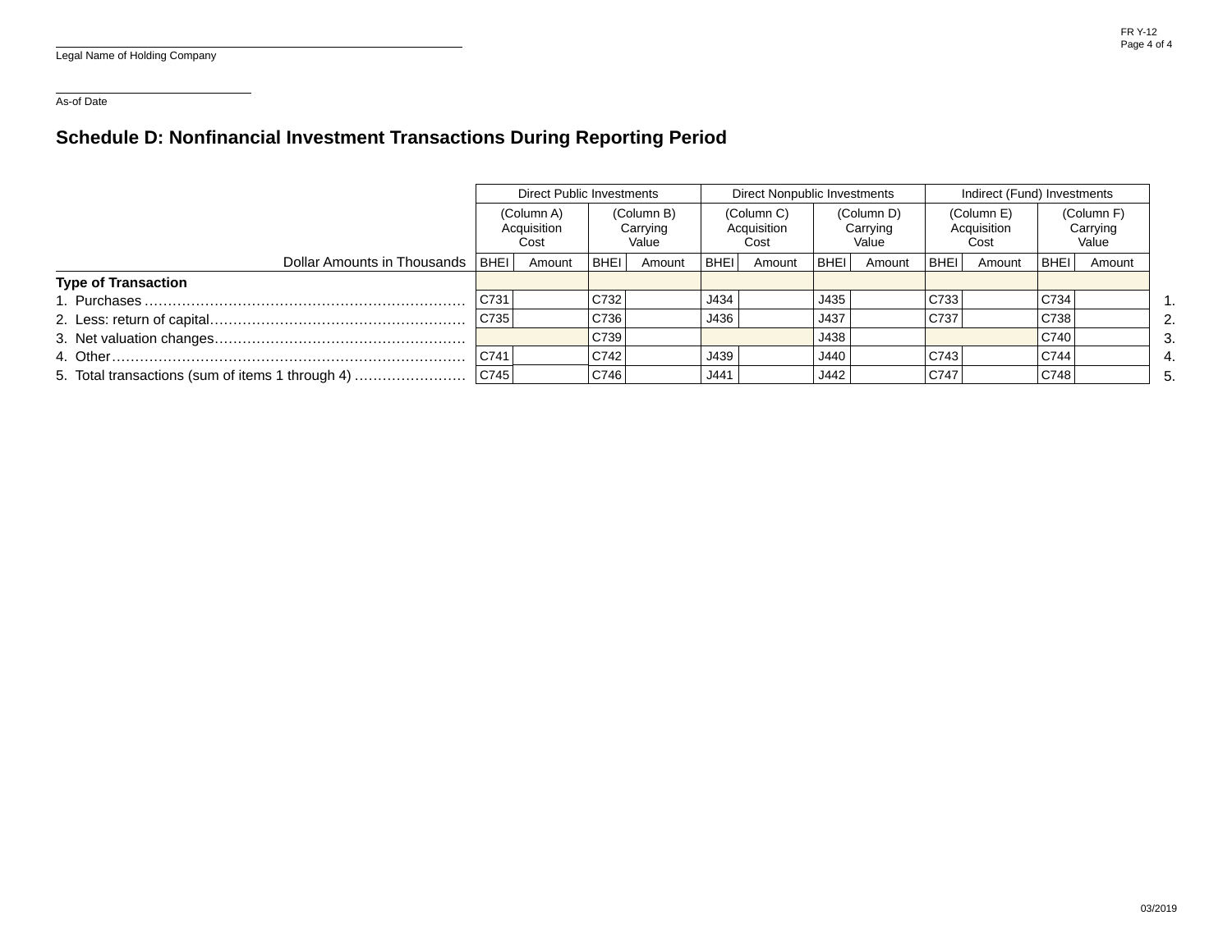Legal Name of Holding Company

As-of Date

## Schedule D: Nonfinancial Investment Transactions During Reporting Period

| | Direct Public Investments | | | | Direct Nonpublic Investments | | | | Indirect (Fund) Investments | | | | |
|---|---|---|---|---|---|---|---|---|---|---|---|---|---|
| | (Column A) Acquisition Cost | | (Column B) Carrying Value | | (Column C) Acquisition Cost | | (Column D) Carrying Value | | (Column E) Acquisition Cost | | (Column F) Carrying Value | | |
| Dollar Amounts in Thousands | BHEI | Amount | BHEI | Amount | BHEI | Amount | BHEI | Amount | BHEI | Amount | BHEI | Amount | |
| **Type of Transaction** | | | | | | | | | | | | | |
| 1. Purchases | C731 | | C732 | | J434 | | J435 | | C733 | | C734 | | 1. |
| 2. Less: return of capital | C735 | | C736 | | J436 | | J437 | | C737 | | C738 | | 2. |
| 3. Net valuation changes | | | C739 | | | | J438 | | | | C740 | | 3. |
| 4. Other | C741 | | C742 | | J439 | | J440 | | C743 | | C744 | | 4. |
| 5. Total transactions (sum of items 1 through 4) | C745 | | C746 | | J441 | | J442 | | C747 | | C748 | | 5. |

03/2019